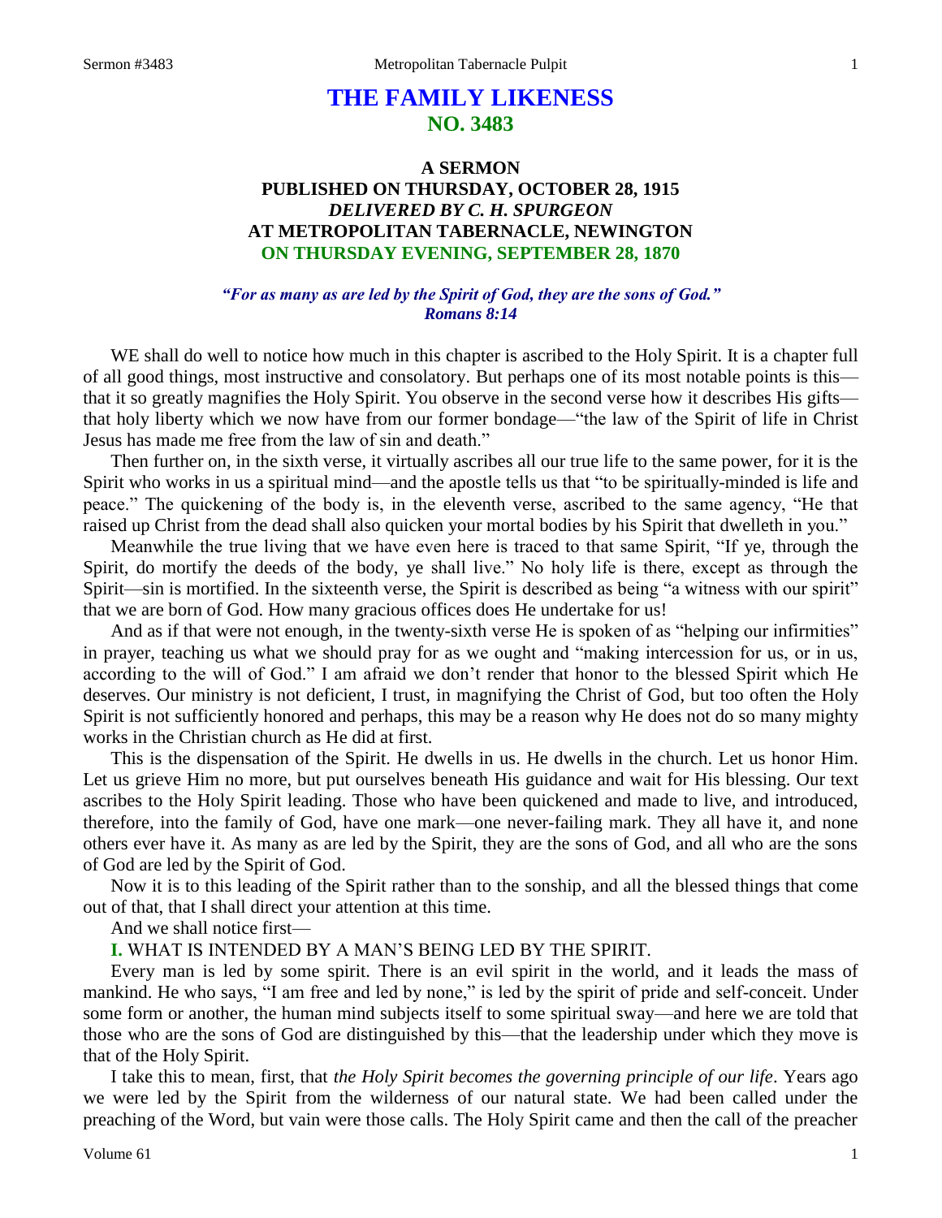# THE FAMILY LIKENESS
## NO. 3483

### A SERMON
### PUBLISHED ON THURSDAY, OCTOBER 28, 1915
### *DELIVERED BY C. H. SPURGEON*
### AT METROPOLITAN TABERNACLE, NEWINGTON
### ON THURSDAY EVENING, SEPTEMBER 28, 1870

***"For as many as are led by the Spirit of God, they are the sons of God." Romans 8:14***

WE shall do well to notice how much in this chapter is ascribed to the Holy Spirit. It is a chapter full of all good things, most instructive and consolatory. But perhaps one of its most notable points is this—that it so greatly magnifies the Holy Spirit. You observe in the second verse how it describes His gifts—that holy liberty which we now have from our former bondage—"the law of the Spirit of life in Christ Jesus has made me free from the law of sin and death."

Then further on, in the sixth verse, it virtually ascribes all our true life to the same power, for it is the Spirit who works in us a spiritual mind—and the apostle tells us that "to be spiritually-minded is life and peace." The quickening of the body is, in the eleventh verse, ascribed to the same agency, "He that raised up Christ from the dead shall also quicken your mortal bodies by his Spirit that dwelleth in you."

Meanwhile the true living that we have even here is traced to that same Spirit, "If ye, through the Spirit, do mortify the deeds of the body, ye shall live." No holy life is there, except as through the Spirit—sin is mortified. In the sixteenth verse, the Spirit is described as being "a witness with our spirit" that we are born of God. How many gracious offices does He undertake for us!

And as if that were not enough, in the twenty-sixth verse He is spoken of as "helping our infirmities" in prayer, teaching us what we should pray for as we ought and "making intercession for us, or in us, according to the will of God." I am afraid we don't render that honor to the blessed Spirit which He deserves. Our ministry is not deficient, I trust, in magnifying the Christ of God, but too often the Holy Spirit is not sufficiently honored and perhaps, this may be a reason why He does not do so many mighty works in the Christian church as He did at first.

This is the dispensation of the Spirit. He dwells in us. He dwells in the church. Let us honor Him. Let us grieve Him no more, but put ourselves beneath His guidance and wait for His blessing. Our text ascribes to the Holy Spirit leading. Those who have been quickened and made to live, and introduced, therefore, into the family of God, have one mark—one never-failing mark. They all have it, and none others ever have it. As many as are led by the Spirit, they are the sons of God, and all who are the sons of God are led by the Spirit of God.

Now it is to this leading of the Spirit rather than to the sonship, and all the blessed things that come out of that, that I shall direct your attention at this time.

And we shall notice first—

**I.** WHAT IS INTENDED BY A MAN'S BEING LED BY THE SPIRIT.

Every man is led by some spirit. There is an evil spirit in the world, and it leads the mass of mankind. He who says, "I am free and led by none," is led by the spirit of pride and self-conceit. Under some form or another, the human mind subjects itself to some spiritual sway—and here we are told that those who are the sons of God are distinguished by this—that the leadership under which they move is that of the Holy Spirit.

I take this to mean, first, that *the Holy Spirit becomes the governing principle of our life*. Years ago we were led by the Spirit from the wilderness of our natural state. We had been called under the preaching of the Word, but vain were those calls. The Holy Spirit came and then the call of the preacher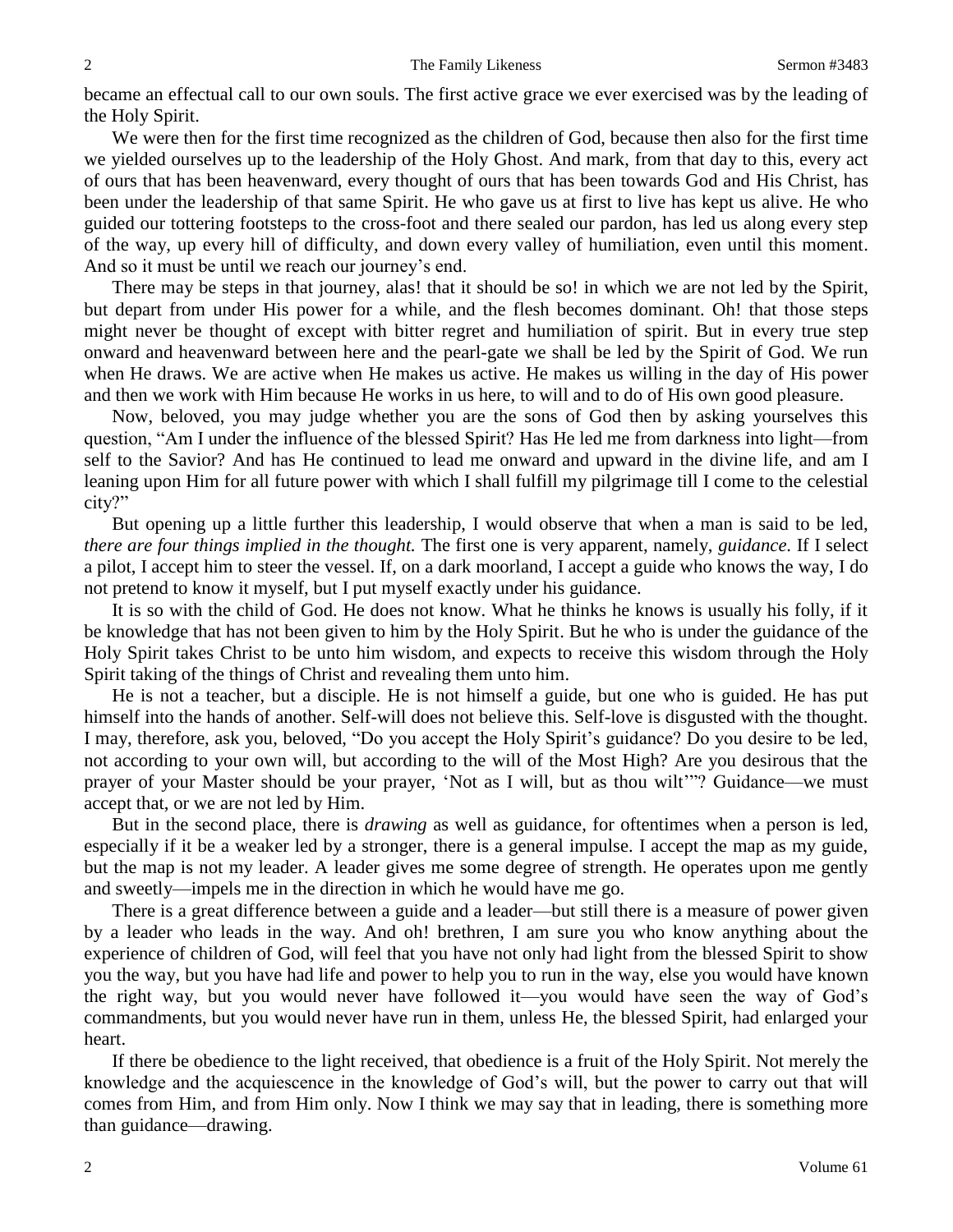became an effectual call to our own souls. The first active grace we ever exercised was by the leading of the Holy Spirit.

We were then for the first time recognized as the children of God, because then also for the first time we yielded ourselves up to the leadership of the Holy Ghost. And mark, from that day to this, every act of ours that has been heavenward, every thought of ours that has been towards God and His Christ, has been under the leadership of that same Spirit. He who gave us at first to live has kept us alive. He who guided our tottering footsteps to the cross-foot and there sealed our pardon, has led us along every step of the way, up every hill of difficulty, and down every valley of humiliation, even until this moment. And so it must be until we reach our journey's end.

There may be steps in that journey, alas! that it should be so! in which we are not led by the Spirit, but depart from under His power for a while, and the flesh becomes dominant. Oh! that those steps might never be thought of except with bitter regret and humiliation of spirit. But in every true step onward and heavenward between here and the pearl-gate we shall be led by the Spirit of God. We run when He draws. We are active when He makes us active. He makes us willing in the day of His power and then we work with Him because He works in us here, to will and to do of His own good pleasure.

Now, beloved, you may judge whether you are the sons of God then by asking yourselves this question, "Am I under the influence of the blessed Spirit? Has He led me from darkness into light—from self to the Savior? And has He continued to lead me onward and upward in the divine life, and am I leaning upon Him for all future power with which I shall fulfill my pilgrimage till I come to the celestial city?"

But opening up a little further this leadership, I would observe that when a man is said to be led, *there are four things implied in the thought.* The first one is very apparent, namely, *guidance.* If I select a pilot, I accept him to steer the vessel. If, on a dark moorland, I accept a guide who knows the way, I do not pretend to know it myself, but I put myself exactly under his guidance.

It is so with the child of God. He does not know. What he thinks he knows is usually his folly, if it be knowledge that has not been given to him by the Holy Spirit. But he who is under the guidance of the Holy Spirit takes Christ to be unto him wisdom, and expects to receive this wisdom through the Holy Spirit taking of the things of Christ and revealing them unto him.

He is not a teacher, but a disciple. He is not himself a guide, but one who is guided. He has put himself into the hands of another. Self-will does not believe this. Self-love is disgusted with the thought. I may, therefore, ask you, beloved, "Do you accept the Holy Spirit's guidance? Do you desire to be led, not according to your own will, but according to the will of the Most High? Are you desirous that the prayer of your Master should be your prayer, 'Not as I will, but as thou wilt'"? Guidance—we must accept that, or we are not led by Him.

But in the second place, there is *drawing* as well as guidance, for oftentimes when a person is led, especially if it be a weaker led by a stronger, there is a general impulse. I accept the map as my guide, but the map is not my leader. A leader gives me some degree of strength. He operates upon me gently and sweetly—impels me in the direction in which he would have me go.

There is a great difference between a guide and a leader—but still there is a measure of power given by a leader who leads in the way. And oh! brethren, I am sure you who know anything about the experience of children of God, will feel that you have not only had light from the blessed Spirit to show you the way, but you have had life and power to help you to run in the way, else you would have known the right way, but you would never have followed it—you would have seen the way of God's commandments, but you would never have run in them, unless He, the blessed Spirit, had enlarged your heart.

If there be obedience to the light received, that obedience is a fruit of the Holy Spirit. Not merely the knowledge and the acquiescence in the knowledge of God's will, but the power to carry out that will comes from Him, and from Him only. Now I think we may say that in leading, there is something more than guidance—drawing.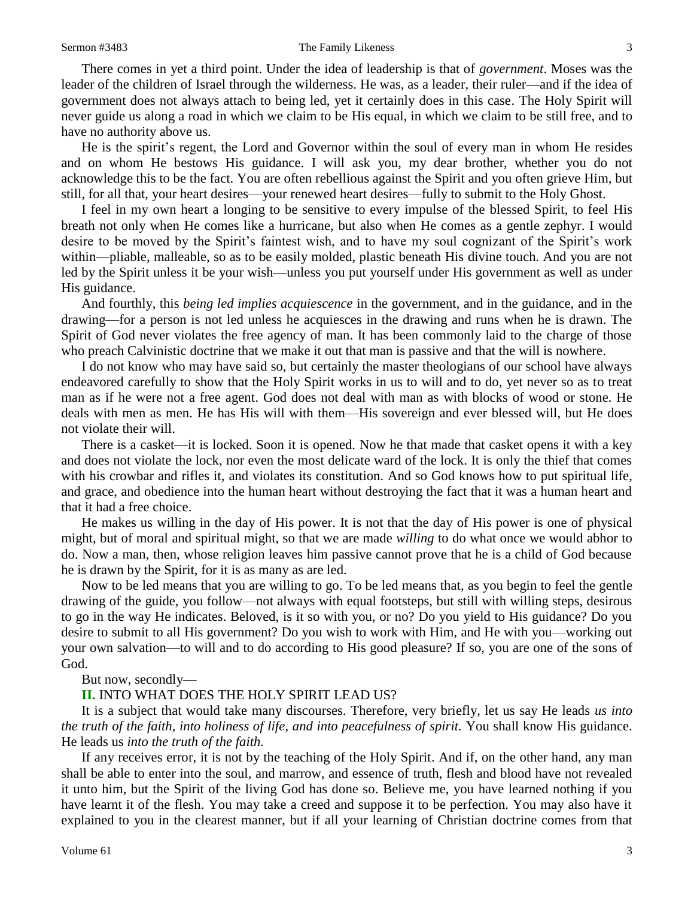There comes in yet a third point. Under the idea of leadership is that of *government*. Moses was the leader of the children of Israel through the wilderness. He was, as a leader, their ruler—and if the idea of government does not always attach to being led, yet it certainly does in this case. The Holy Spirit will never guide us along a road in which we claim to be His equal, in which we claim to be still free, and to have no authority above us.

He is the spirit's regent, the Lord and Governor within the soul of every man in whom He resides and on whom He bestows His guidance. I will ask you, my dear brother, whether you do not acknowledge this to be the fact. You are often rebellious against the Spirit and you often grieve Him, but still, for all that, your heart desires—your renewed heart desires—fully to submit to the Holy Ghost.

I feel in my own heart a longing to be sensitive to every impulse of the blessed Spirit, to feel His breath not only when He comes like a hurricane, but also when He comes as a gentle zephyr. I would desire to be moved by the Spirit's faintest wish, and to have my soul cognizant of the Spirit's work within—pliable, malleable, so as to be easily molded, plastic beneath His divine touch. And you are not led by the Spirit unless it be your wish—unless you put yourself under His government as well as under His guidance.

And fourthly, this *being led implies acquiescence* in the government, and in the guidance, and in the drawing—for a person is not led unless he acquiesces in the drawing and runs when he is drawn. The Spirit of God never violates the free agency of man. It has been commonly laid to the charge of those who preach Calvinistic doctrine that we make it out that man is passive and that the will is nowhere.

I do not know who may have said so, but certainly the master theologians of our school have always endeavored carefully to show that the Holy Spirit works in us to will and to do, yet never so as to treat man as if he were not a free agent. God does not deal with man as with blocks of wood or stone. He deals with men as men. He has His will with them—His sovereign and ever blessed will, but He does not violate their will.

There is a casket—it is locked. Soon it is opened. Now he that made that casket opens it with a key and does not violate the lock, nor even the most delicate ward of the lock. It is only the thief that comes with his crowbar and rifles it, and violates its constitution. And so God knows how to put spiritual life, and grace, and obedience into the human heart without destroying the fact that it was a human heart and that it had a free choice.

He makes us willing in the day of His power. It is not that the day of His power is one of physical might, but of moral and spiritual might, so that we are made *willing* to do what once we would abhor to do. Now a man, then, whose religion leaves him passive cannot prove that he is a child of God because he is drawn by the Spirit, for it is as many as are led.

Now to be led means that you are willing to go. To be led means that, as you begin to feel the gentle drawing of the guide, you follow—not always with equal footsteps, but still with willing steps, desirous to go in the way He indicates. Beloved, is it so with you, or no? Do you yield to His guidance? Do you desire to submit to all His government? Do you wish to work with Him, and He with you—working out your own salvation—to will and to do according to His good pleasure? If so, you are one of the sons of God.

But now, secondly—

## II. INTO WHAT DOES THE HOLY SPIRIT LEAD US?

It is a subject that would take many discourses. Therefore, very briefly, let us say He leads *us into the truth of the faith, into holiness of life, and into peacefulness of spirit.* You shall know His guidance. He leads us *into the truth of the faith.*

If any receives error, it is not by the teaching of the Holy Spirit. And if, on the other hand, any man shall be able to enter into the soul, and marrow, and essence of truth, flesh and blood have not revealed it unto him, but the Spirit of the living God has done so. Believe me, you have learned nothing if you have learnt it of the flesh. You may take a creed and suppose it to be perfection. You may also have it explained to you in the clearest manner, but if all your learning of Christian doctrine comes from that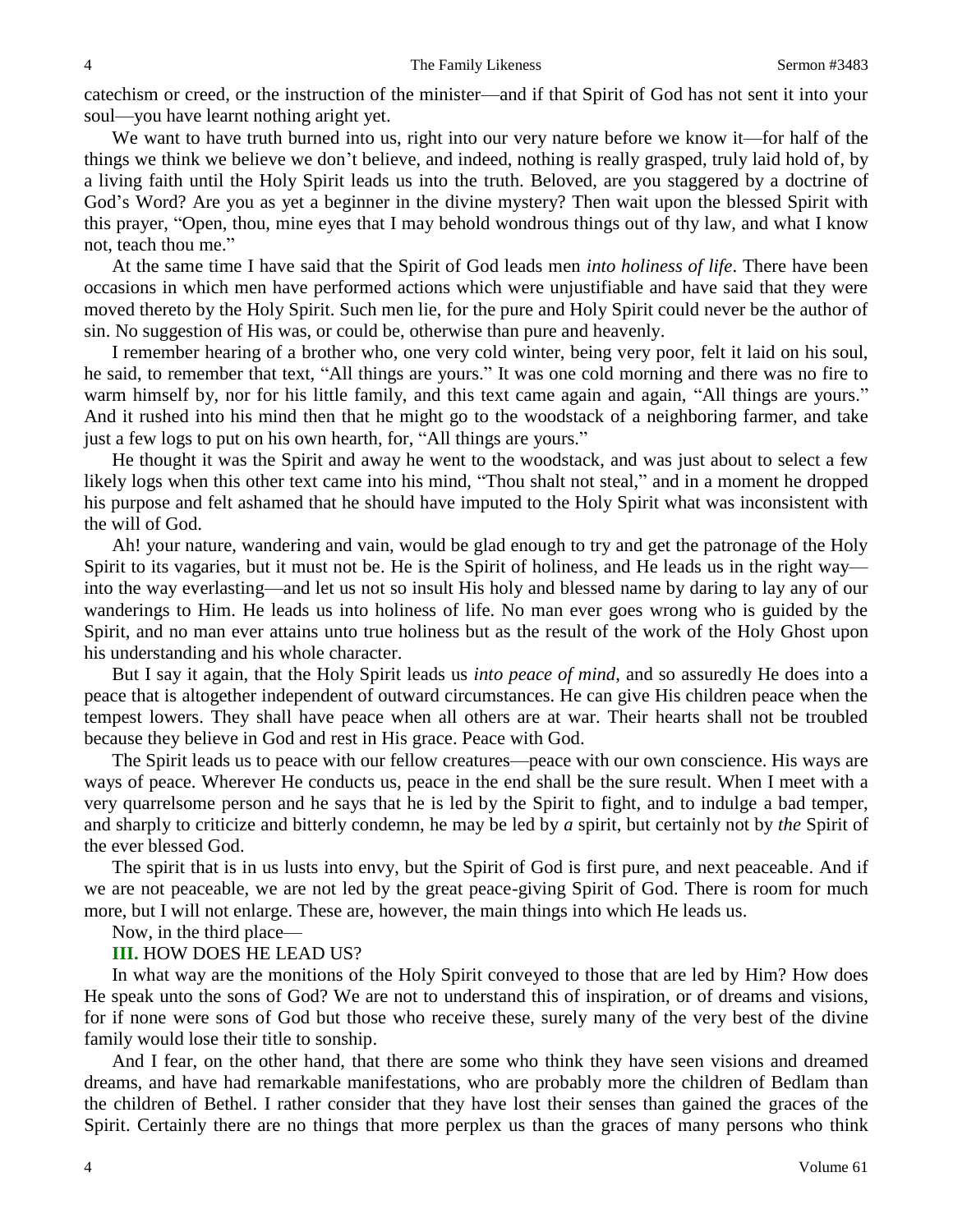catechism or creed, or the instruction of the minister—and if that Spirit of God has not sent it into your soul—you have learnt nothing aright yet.

We want to have truth burned into us, right into our very nature before we know it—for half of the things we think we believe we don't believe, and indeed, nothing is really grasped, truly laid hold of, by a living faith until the Holy Spirit leads us into the truth. Beloved, are you staggered by a doctrine of God's Word? Are you as yet a beginner in the divine mystery? Then wait upon the blessed Spirit with this prayer, "Open, thou, mine eyes that I may behold wondrous things out of thy law, and what I know not, teach thou me."

At the same time I have said that the Spirit of God leads men *into holiness of life*. There have been occasions in which men have performed actions which were unjustifiable and have said that they were moved thereto by the Holy Spirit. Such men lie, for the pure and Holy Spirit could never be the author of sin. No suggestion of His was, or could be, otherwise than pure and heavenly.

I remember hearing of a brother who, one very cold winter, being very poor, felt it laid on his soul, he said, to remember that text, "All things are yours." It was one cold morning and there was no fire to warm himself by, nor for his little family, and this text came again and again, "All things are yours." And it rushed into his mind then that he might go to the woodstack of a neighboring farmer, and take just a few logs to put on his own hearth, for, "All things are yours."

He thought it was the Spirit and away he went to the woodstack, and was just about to select a few likely logs when this other text came into his mind, "Thou shalt not steal," and in a moment he dropped his purpose and felt ashamed that he should have imputed to the Holy Spirit what was inconsistent with the will of God.

Ah! your nature, wandering and vain, would be glad enough to try and get the patronage of the Holy Spirit to its vagaries, but it must not be. He is the Spirit of holiness, and He leads us in the right way—into the way everlasting—and let us not so insult His holy and blessed name by daring to lay any of our wanderings to Him. He leads us into holiness of life. No man ever goes wrong who is guided by the Spirit, and no man ever attains unto true holiness but as the result of the work of the Holy Ghost upon his understanding and his whole character.

But I say it again, that the Holy Spirit leads us *into peace of mind*, and so assuredly He does into a peace that is altogether independent of outward circumstances. He can give His children peace when the tempest lowers. They shall have peace when all others are at war. Their hearts shall not be troubled because they believe in God and rest in His grace. Peace with God.

The Spirit leads us to peace with our fellow creatures—peace with our own conscience. His ways are ways of peace. Wherever He conducts us, peace in the end shall be the sure result. When I meet with a very quarrelsome person and he says that he is led by the Spirit to fight, and to indulge a bad temper, and sharply to criticize and bitterly condemn, he may be led by *a* spirit, but certainly not by *the* Spirit of the ever blessed God.

The spirit that is in us lusts into envy, but the Spirit of God is first pure, and next peaceable. And if we are not peaceable, we are not led by the great peace-giving Spirit of God. There is room for much more, but I will not enlarge. These are, however, the main things into which He leads us.

Now, in the third place—

**III.** HOW DOES HE LEAD US?

In what way are the monitions of the Holy Spirit conveyed to those that are led by Him? How does He speak unto the sons of God? We are not to understand this of inspiration, or of dreams and visions, for if none were sons of God but those who receive these, surely many of the very best of the divine family would lose their title to sonship.

And I fear, on the other hand, that there are some who think they have seen visions and dreamed dreams, and have had remarkable manifestations, who are probably more the children of Bedlam than the children of Bethel. I rather consider that they have lost their senses than gained the graces of the Spirit. Certainly there are no things that more perplex us than the graces of many persons who think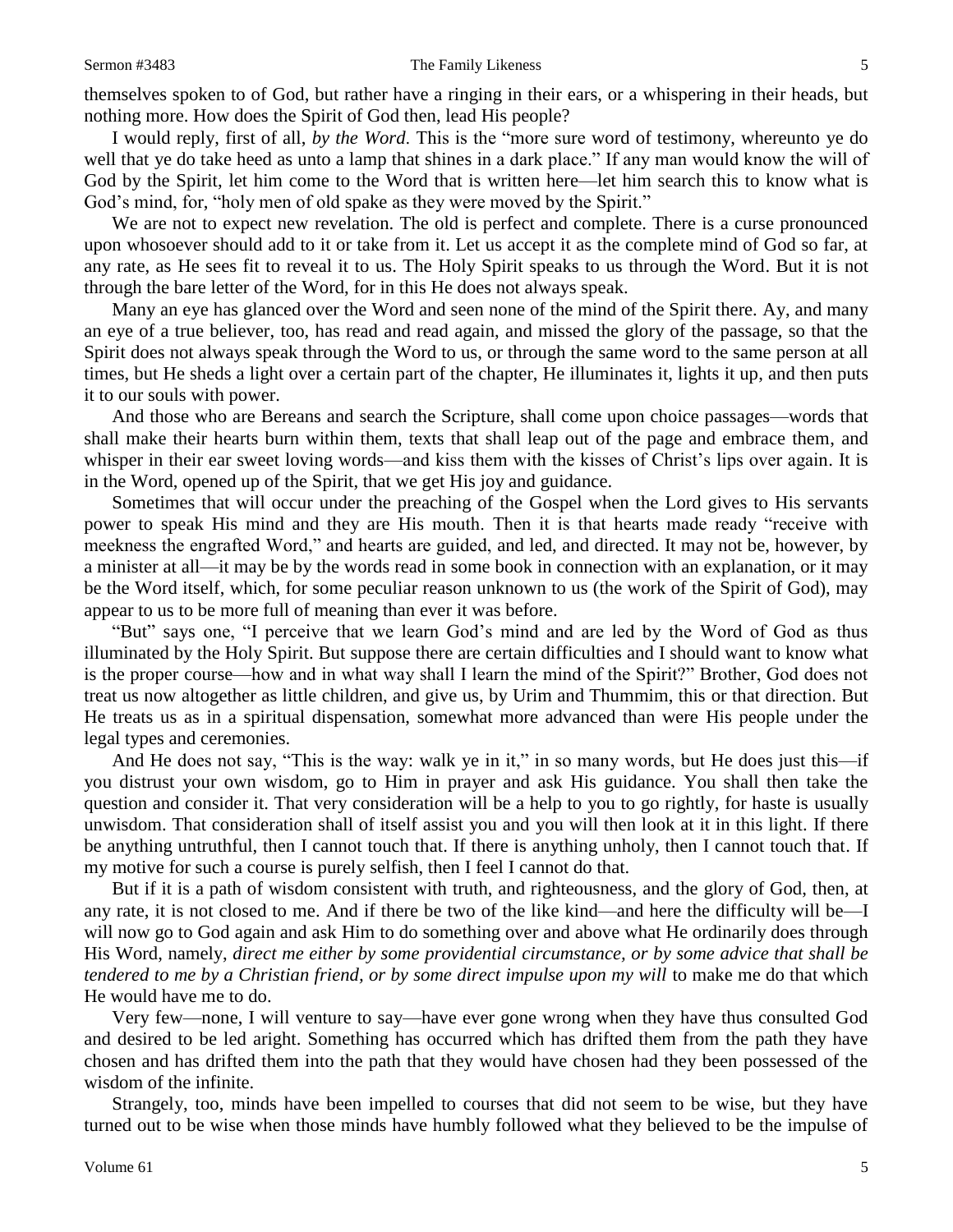themselves spoken to of God, but rather have a ringing in their ears, or a whispering in their heads, but nothing more. How does the Spirit of God then, lead His people?

I would reply, first of all, *by the Word*. This is the "more sure word of testimony, whereunto ye do well that ye do take heed as unto a lamp that shines in a dark place." If any man would know the will of God by the Spirit, let him come to the Word that is written here—let him search this to know what is God's mind, for, "holy men of old spake as they were moved by the Spirit."

We are not to expect new revelation. The old is perfect and complete. There is a curse pronounced upon whosoever should add to it or take from it. Let us accept it as the complete mind of God so far, at any rate, as He sees fit to reveal it to us. The Holy Spirit speaks to us through the Word. But it is not through the bare letter of the Word, for in this He does not always speak.

Many an eye has glanced over the Word and seen none of the mind of the Spirit there. Ay, and many an eye of a true believer, too, has read and read again, and missed the glory of the passage, so that the Spirit does not always speak through the Word to us, or through the same word to the same person at all times, but He sheds a light over a certain part of the chapter, He illuminates it, lights it up, and then puts it to our souls with power.

And those who are Bereans and search the Scripture, shall come upon choice passages—words that shall make their hearts burn within them, texts that shall leap out of the page and embrace them, and whisper in their ear sweet loving words—and kiss them with the kisses of Christ's lips over again. It is in the Word, opened up of the Spirit, that we get His joy and guidance.

Sometimes that will occur under the preaching of the Gospel when the Lord gives to His servants power to speak His mind and they are His mouth. Then it is that hearts made ready "receive with meekness the engrafted Word," and hearts are guided, and led, and directed. It may not be, however, by a minister at all—it may be by the words read in some book in connection with an explanation, or it may be the Word itself, which, for some peculiar reason unknown to us (the work of the Spirit of God), may appear to us to be more full of meaning than ever it was before.

"But" says one, "I perceive that we learn God's mind and are led by the Word of God as thus illuminated by the Holy Spirit. But suppose there are certain difficulties and I should want to know what is the proper course—how and in what way shall I learn the mind of the Spirit?" Brother, God does not treat us now altogether as little children, and give us, by Urim and Thummim, this or that direction. But He treats us as in a spiritual dispensation, somewhat more advanced than were His people under the legal types and ceremonies.

And He does not say, "This is the way: walk ye in it," in so many words, but He does just this—if you distrust your own wisdom, go to Him in prayer and ask His guidance. You shall then take the question and consider it. That very consideration will be a help to you to go rightly, for haste is usually unwisdom. That consideration shall of itself assist you and you will then look at it in this light. If there be anything untruthful, then I cannot touch that. If there is anything unholy, then I cannot touch that. If my motive for such a course is purely selfish, then I feel I cannot do that.

But if it is a path of wisdom consistent with truth, and righteousness, and the glory of God, then, at any rate, it is not closed to me. And if there be two of the like kind—and here the difficulty will be—I will now go to God again and ask Him to do something over and above what He ordinarily does through His Word, namely, *direct me either by some providential circumstance, or by some advice that shall be tendered to me by a Christian friend, or by some direct impulse upon my will* to make me do that which He would have me to do.

Very few—none, I will venture to say—have ever gone wrong when they have thus consulted God and desired to be led aright. Something has occurred which has drifted them from the path they have chosen and has drifted them into the path that they would have chosen had they been possessed of the wisdom of the infinite.

Strangely, too, minds have been impelled to courses that did not seem to be wise, but they have turned out to be wise when those minds have humbly followed what they believed to be the impulse of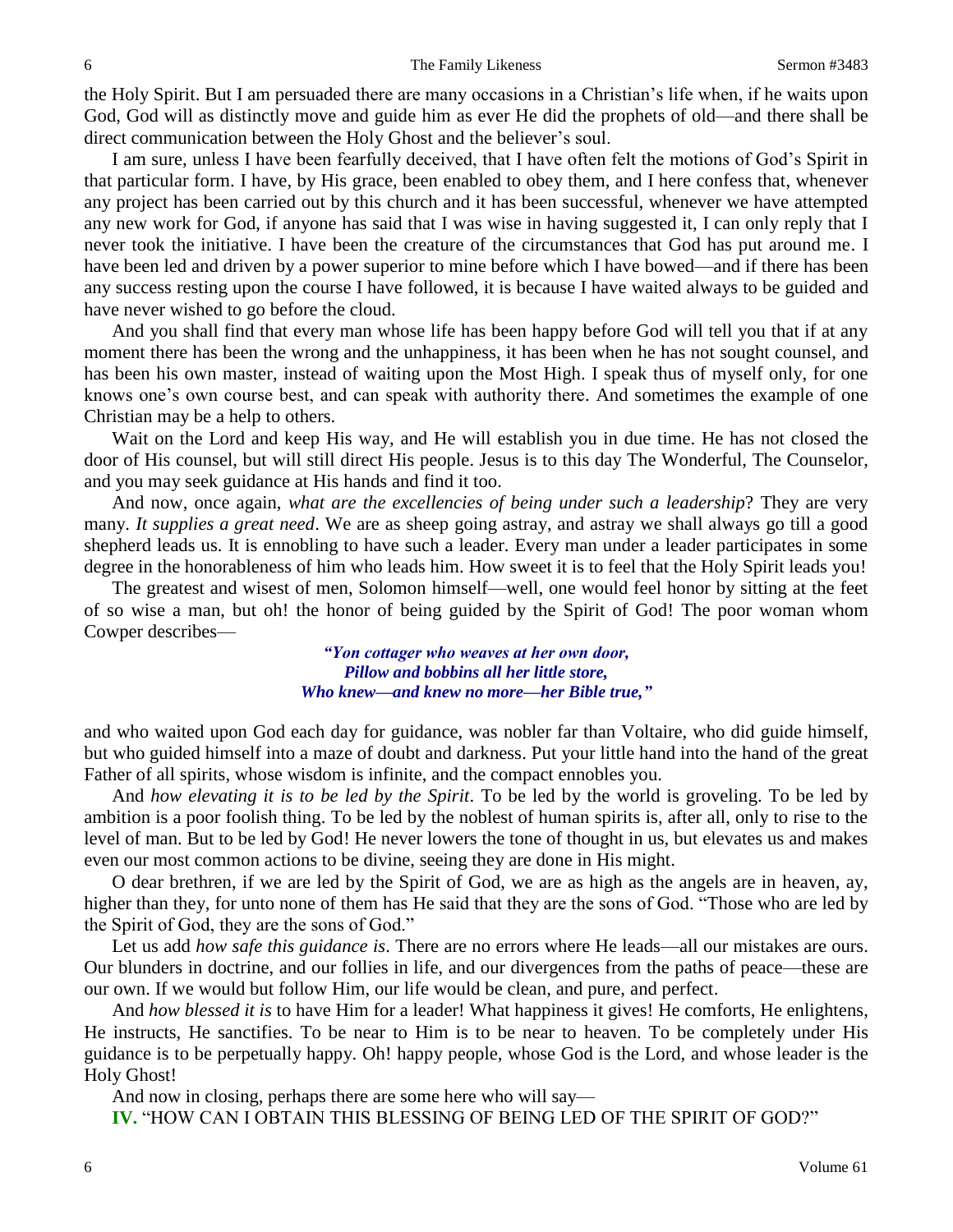the Holy Spirit. But I am persuaded there are many occasions in a Christian's life when, if he waits upon God, God will as distinctly move and guide him as ever He did the prophets of old—and there shall be direct communication between the Holy Ghost and the believer's soul.

I am sure, unless I have been fearfully deceived, that I have often felt the motions of God's Spirit in that particular form. I have, by His grace, been enabled to obey them, and I here confess that, whenever any project has been carried out by this church and it has been successful, whenever we have attempted any new work for God, if anyone has said that I was wise in having suggested it, I can only reply that I never took the initiative. I have been the creature of the circumstances that God has put around me. I have been led and driven by a power superior to mine before which I have bowed—and if there has been any success resting upon the course I have followed, it is because I have waited always to be guided and have never wished to go before the cloud.

And you shall find that every man whose life has been happy before God will tell you that if at any moment there has been the wrong and the unhappiness, it has been when he has not sought counsel, and has been his own master, instead of waiting upon the Most High. I speak thus of myself only, for one knows one's own course best, and can speak with authority there. And sometimes the example of one Christian may be a help to others.

Wait on the Lord and keep His way, and He will establish you in due time. He has not closed the door of His counsel, but will still direct His people. Jesus is to this day The Wonderful, The Counselor, and you may seek guidance at His hands and find it too.

And now, once again, *what are the excellencies of being under such a leadership*? They are very many. *It supplies a great need*. We are as sheep going astray, and astray we shall always go till a good shepherd leads us. It is ennobling to have such a leader. Every man under a leader participates in some degree in the honorableness of him who leads him. How sweet it is to feel that the Holy Spirit leads you!

The greatest and wisest of men, Solomon himself—well, one would feel honor by sitting at the feet of so wise a man, but oh! the honor of being guided by the Spirit of God! The poor woman whom Cowper describes—

> ***"Yon cottager who weaves at her own door,***
> ***Pillow and bobbins all her little store,***
> ***Who knew—and knew no more—her Bible true,"***

and who waited upon God each day for guidance, was nobler far than Voltaire, who did guide himself, but who guided himself into a maze of doubt and darkness. Put your little hand into the hand of the great Father of all spirits, whose wisdom is infinite, and the compact ennobles you.

And *how elevating it is to be led by the Spirit*. To be led by the world is groveling. To be led by ambition is a poor foolish thing. To be led by the noblest of human spirits is, after all, only to rise to the level of man. But to be led by God! He never lowers the tone of thought in us, but elevates us and makes even our most common actions to be divine, seeing they are done in His might.

O dear brethren, if we are led by the Spirit of God, we are as high as the angels are in heaven, ay, higher than they, for unto none of them has He said that they are the sons of God. "Those who are led by the Spirit of God, they are the sons of God."

Let us add *how safe this guidance is*. There are no errors where He leads—all our mistakes are ours. Our blunders in doctrine, and our follies in life, and our divergences from the paths of peace—these are our own. If we would but follow Him, our life would be clean, and pure, and perfect.

And *how blessed it is* to have Him for a leader! What happiness it gives! He comforts, He enlightens, He instructs, He sanctifies. To be near to Him is to be near to heaven. To be completely under His guidance is to be perpetually happy. Oh! happy people, whose God is the Lord, and whose leader is the Holy Ghost!

And now in closing, perhaps there are some here who will say—

**IV.** "HOW CAN I OBTAIN THIS BLESSING OF BEING LED OF THE SPIRIT OF GOD?"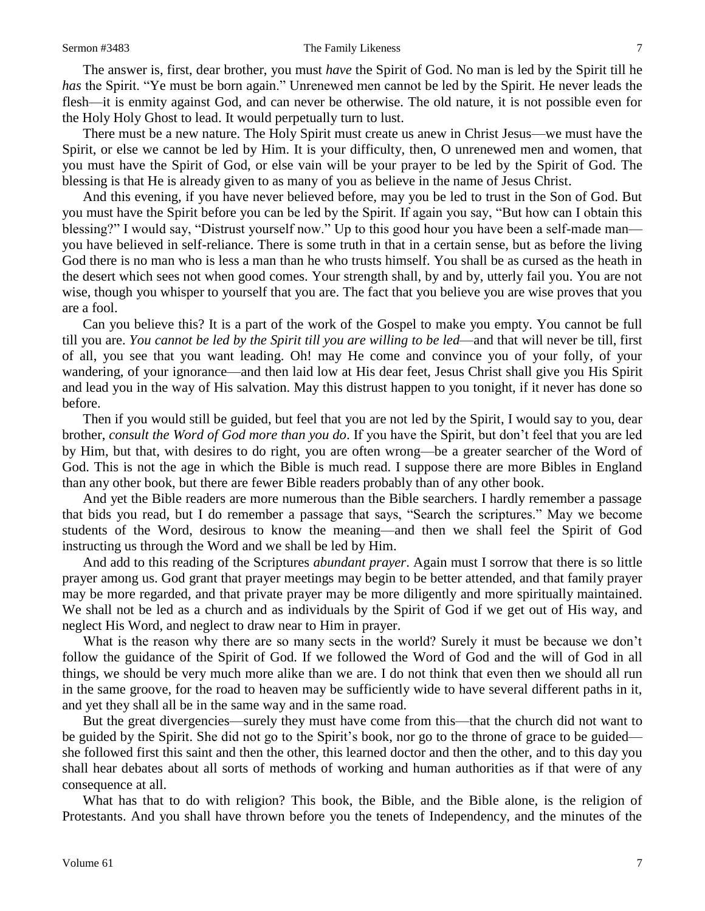The answer is, first, dear brother, you must *have* the Spirit of God. No man is led by the Spirit till he *has* the Spirit. "Ye must be born again." Unrenewed men cannot be led by the Spirit. He never leads the flesh—it is enmity against God, and can never be otherwise. The old nature, it is not possible even for the Holy Holy Ghost to lead. It would perpetually turn to lust.

There must be a new nature. The Holy Spirit must create us anew in Christ Jesus—we must have the Spirit, or else we cannot be led by Him. It is your difficulty, then, O unrenewed men and women, that you must have the Spirit of God, or else vain will be your prayer to be led by the Spirit of God. The blessing is that He is already given to as many of you as believe in the name of Jesus Christ.

And this evening, if you have never believed before, may you be led to trust in the Son of God. But you must have the Spirit before you can be led by the Spirit. If again you say, "But how can I obtain this blessing?" I would say, "Distrust yourself now." Up to this good hour you have been a self-made man—you have believed in self-reliance. There is some truth in that in a certain sense, but as before the living God there is no man who is less a man than he who trusts himself. You shall be as cursed as the heath in the desert which sees not when good comes. Your strength shall, by and by, utterly fail you. You are not wise, though you whisper to yourself that you are. The fact that you believe you are wise proves that you are a fool.

Can you believe this? It is a part of the work of the Gospel to make you empty. You cannot be full till you are. *You cannot be led by the Spirit till you are willing to be led*—and that will never be till, first of all, you see that you want leading. Oh! may He come and convince you of your folly, of your wandering, of your ignorance—and then laid low at His dear feet, Jesus Christ shall give you His Spirit and lead you in the way of His salvation. May this distrust happen to you tonight, if it never has done so before.

Then if you would still be guided, but feel that you are not led by the Spirit, I would say to you, dear brother, *consult the Word of God more than you do*. If you have the Spirit, but don't feel that you are led by Him, but that, with desires to do right, you are often wrong—be a greater searcher of the Word of God. This is not the age in which the Bible is much read. I suppose there are more Bibles in England than any other book, but there are fewer Bible readers probably than of any other book.

And yet the Bible readers are more numerous than the Bible searchers. I hardly remember a passage that bids you read, but I do remember a passage that says, "Search the scriptures." May we become students of the Word, desirous to know the meaning—and then we shall feel the Spirit of God instructing us through the Word and we shall be led by Him.

And add to this reading of the Scriptures *abundant prayer*. Again must I sorrow that there is so little prayer among us. God grant that prayer meetings may begin to be better attended, and that family prayer may be more regarded, and that private prayer may be more diligently and more spiritually maintained. We shall not be led as a church and as individuals by the Spirit of God if we get out of His way, and neglect His Word, and neglect to draw near to Him in prayer.

What is the reason why there are so many sects in the world? Surely it must be because we don't follow the guidance of the Spirit of God. If we followed the Word of God and the will of God in all things, we should be very much more alike than we are. I do not think that even then we should all run in the same groove, for the road to heaven may be sufficiently wide to have several different paths in it, and yet they shall all be in the same way and in the same road.

But the great divergencies—surely they must have come from this—that the church did not want to be guided by the Spirit. She did not go to the Spirit's book, nor go to the throne of grace to be guided—she followed first this saint and then the other, this learned doctor and then the other, and to this day you shall hear debates about all sorts of methods of working and human authorities as if that were of any consequence at all.

What has that to do with religion? This book, the Bible, and the Bible alone, is the religion of Protestants. And you shall have thrown before you the tenets of Independency, and the minutes of the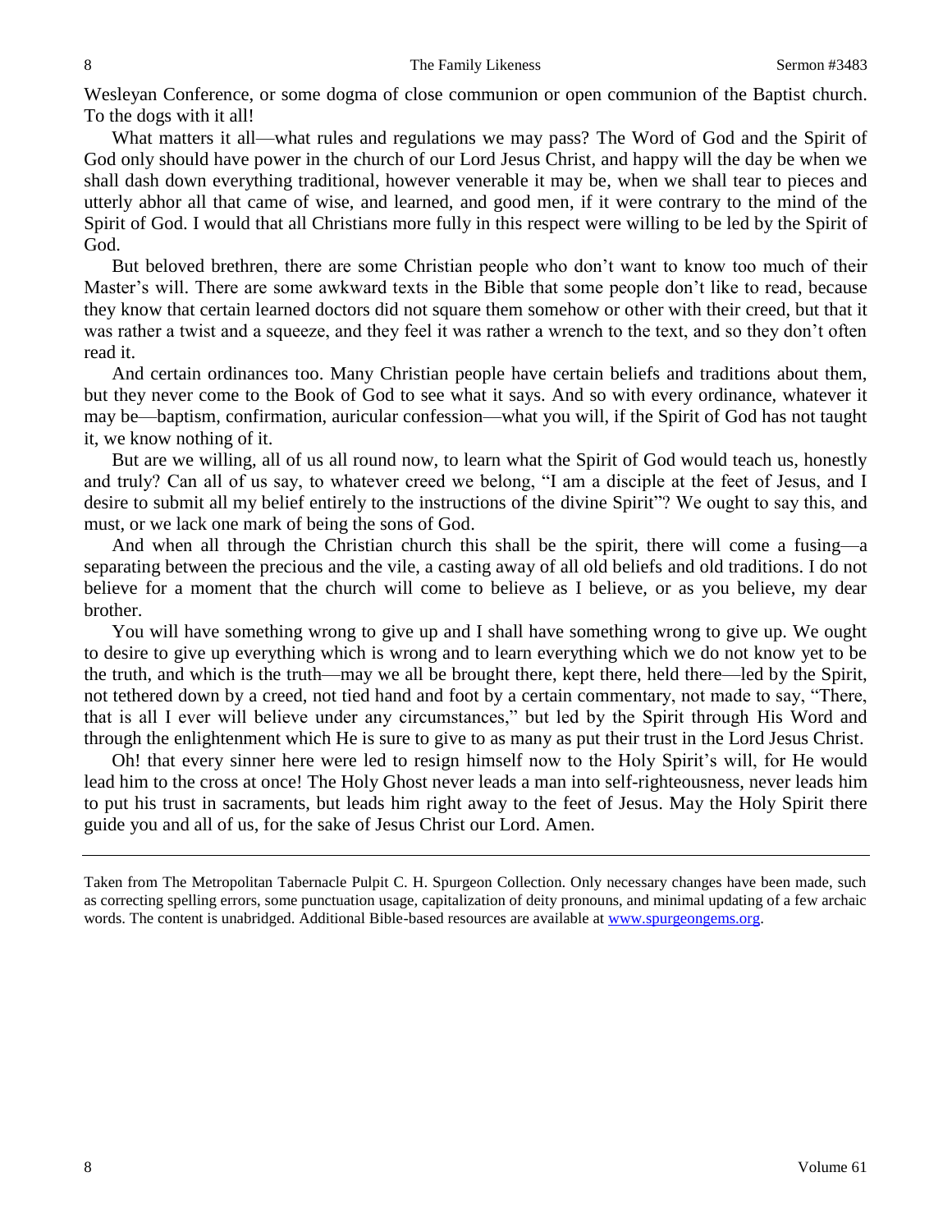Wesleyan Conference, or some dogma of close communion or open communion of the Baptist church. To the dogs with it all!

What matters it all—what rules and regulations we may pass? The Word of God and the Spirit of God only should have power in the church of our Lord Jesus Christ, and happy will the day be when we shall dash down everything traditional, however venerable it may be, when we shall tear to pieces and utterly abhor all that came of wise, and learned, and good men, if it were contrary to the mind of the Spirit of God. I would that all Christians more fully in this respect were willing to be led by the Spirit of God.

But beloved brethren, there are some Christian people who don't want to know too much of their Master's will. There are some awkward texts in the Bible that some people don't like to read, because they know that certain learned doctors did not square them somehow or other with their creed, but that it was rather a twist and a squeeze, and they feel it was rather a wrench to the text, and so they don't often read it.

And certain ordinances too. Many Christian people have certain beliefs and traditions about them, but they never come to the Book of God to see what it says. And so with every ordinance, whatever it may be—baptism, confirmation, auricular confession—what you will, if the Spirit of God has not taught it, we know nothing of it.

But are we willing, all of us all round now, to learn what the Spirit of God would teach us, honestly and truly? Can all of us say, to whatever creed we belong, "I am a disciple at the feet of Jesus, and I desire to submit all my belief entirely to the instructions of the divine Spirit"? We ought to say this, and must, or we lack one mark of being the sons of God.

And when all through the Christian church this shall be the spirit, there will come a fusing—a separating between the precious and the vile, a casting away of all old beliefs and old traditions. I do not believe for a moment that the church will come to believe as I believe, or as you believe, my dear brother.

You will have something wrong to give up and I shall have something wrong to give up. We ought to desire to give up everything which is wrong and to learn everything which we do not know yet to be the truth, and which is the truth—may we all be brought there, kept there, held there—led by the Spirit, not tethered down by a creed, not tied hand and foot by a certain commentary, not made to say, "There, that is all I ever will believe under any circumstances," but led by the Spirit through His Word and through the enlightenment which He is sure to give to as many as put their trust in the Lord Jesus Christ.

Oh! that every sinner here were led to resign himself now to the Holy Spirit's will, for He would lead him to the cross at once! The Holy Ghost never leads a man into self-righteousness, never leads him to put his trust in sacraments, but leads him right away to the feet of Jesus. May the Holy Spirit there guide you and all of us, for the sake of Jesus Christ our Lord. Amen.

---

Taken from The Metropolitan Tabernacle Pulpit C. H. Spurgeon Collection. Only necessary changes have been made, such as correcting spelling errors, some punctuation usage, capitalization of deity pronouns, and minimal updating of a few archaic words. The content is unabridged. Additional Bible-based resources are available at www.spurgeongems.org.